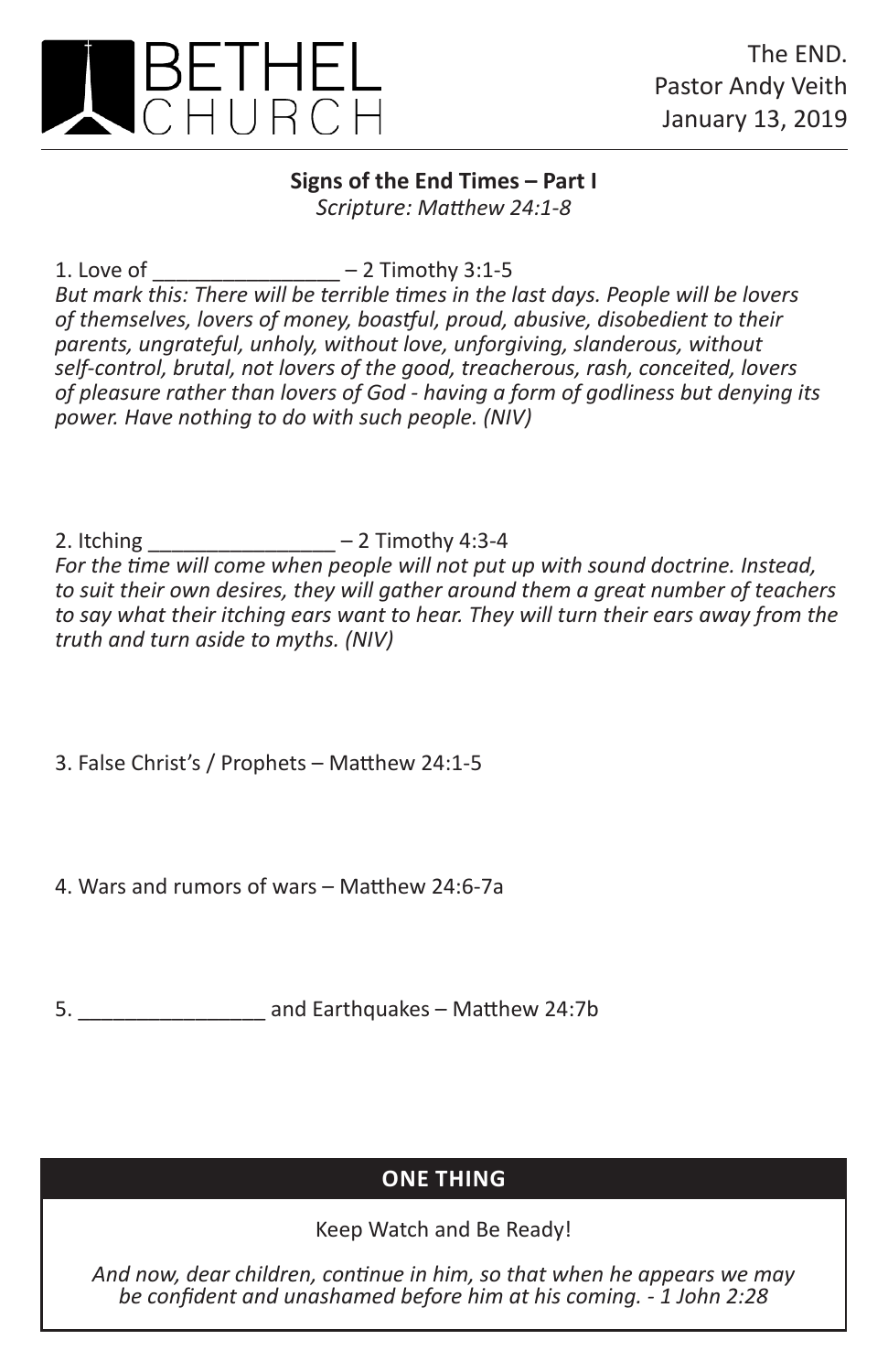BETHEL CHURCH

The END.
Pastor Andy Veith
January 13, 2019

**Signs of the End Times – Part I**
*Scripture: Matthew 24:1-8*

1. Love of ________________ – 2 Timothy 3:1-5
*But mark this: There will be terrible times in the last days. People will be lovers of themselves, lovers of money, boastful, proud, abusive, disobedient to their parents, ungrateful, unholy, without love, unforgiving, slanderous, without self-control, brutal, not lovers of the good, treacherous, rash, conceited, lovers of pleasure rather than lovers of God - having a form of godliness but denying its power. Have nothing to do with such people. (NIV)*

2. Itching ________________ – 2 Timothy 4:3-4
*For the time will come when people will not put up with sound doctrine. Instead, to suit their own desires, they will gather around them a great number of teachers to say what their itching ears want to hear. They will turn their ears away from the truth and turn aside to myths. (NIV)*

3. False Christ's / Prophets – Matthew 24:1-5

4. Wars and rumors of wars – Matthew 24:6-7a

5. ________________ and Earthquakes – Matthew 24:7b

**ONE THING**

Keep Watch and Be Ready!

*And now, dear children, continue in him, so that when he appears we may be confident and unashamed before him at his coming. - 1 John 2:28*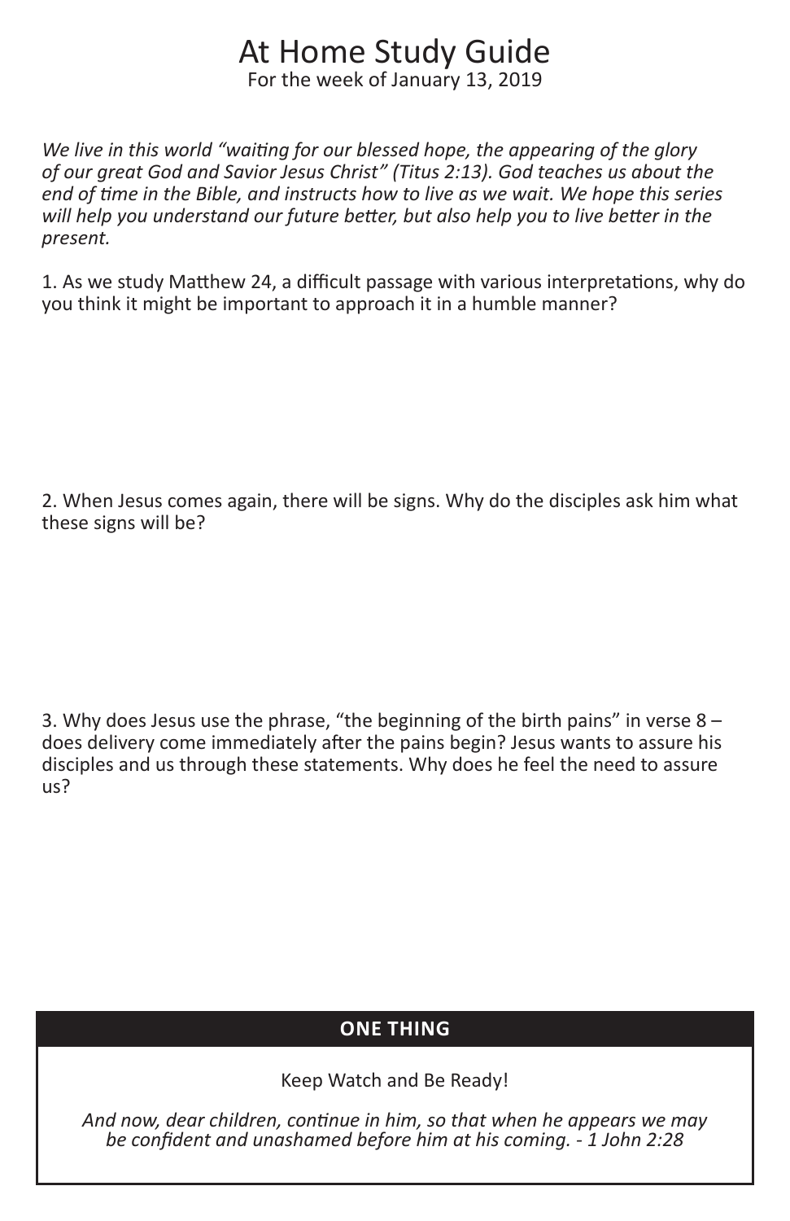# At Home Study Guide

For the week of January 13, 2019

*We live in this world "waiting for our blessed hope, the appearing of the glory of our great God and Savior Jesus Christ" (Titus 2:13). God teaches us about the end of time in the Bible, and instructs how to live as we wait. We hope this series will help you understand our future better, but also help you to live better in the present.*

1. As we study Matthew 24, a difficult passage with various interpretations, why do you think it might be important to approach it in a humble manner?

2. When Jesus comes again, there will be signs. Why do the disciples ask him what these signs will be?

3. Why does Jesus use the phrase, "the beginning of the birth pains" in verse 8 – does delivery come immediately after the pains begin? Jesus wants to assure his disciples and us through these statements. Why does he feel the need to assure us?

**ONE THING**

Keep Watch and Be Ready!

*And now, dear children, continue in him, so that when he appears we may be confident and unashamed before him at his coming. - 1 John 2:28*